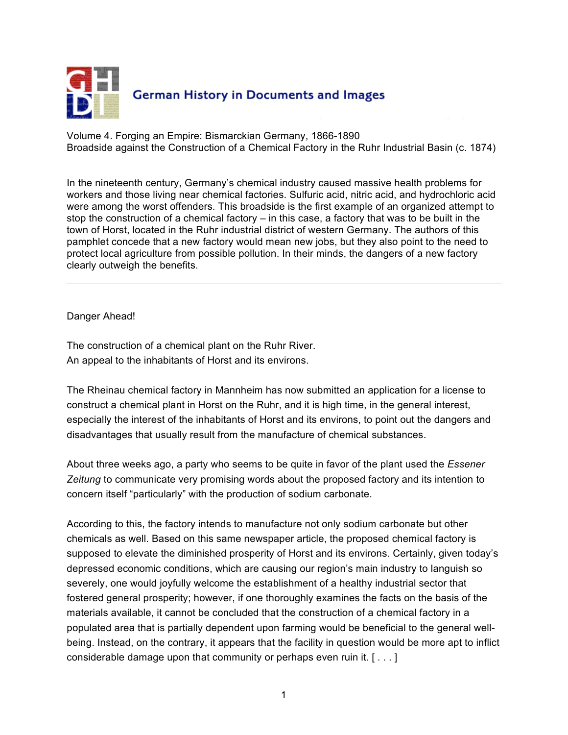German History in Documents and Images

Volume 4. Forging an Empire: Bismarckian Germany, 1866-1890
Broadside against the Construction of a Chemical Factory in the Ruhr Industrial Basin (c. 1874)

In the nineteenth century, Germany's chemical industry caused massive health problems for workers and those living near chemical factories. Sulfuric acid, nitric acid, and hydrochloric acid were among the worst offenders. This broadside is the first example of an organized attempt to stop the construction of a chemical factory – in this case, a factory that was to be built in the town of Horst, located in the Ruhr industrial district of western Germany. The authors of this pamphlet concede that a new factory would mean new jobs, but they also point to the need to protect local agriculture from possible pollution. In their minds, the dangers of a new factory clearly outweigh the benefits.

---

Danger Ahead!

The construction of a chemical plant on the Ruhr River.
An appeal to the inhabitants of Horst and its environs.

The Rheinau chemical factory in Mannheim has now submitted an application for a license to construct a chemical plant in Horst on the Ruhr, and it is high time, in the general interest, especially the interest of the inhabitants of Horst and its environs, to point out the dangers and disadvantages that usually result from the manufacture of chemical substances.

About three weeks ago, a party who seems to be quite in favor of the plant used the *Essener Zeitung* to communicate very promising words about the proposed factory and its intention to concern itself "particularly" with the production of sodium carbonate.

According to this, the factory intends to manufacture not only sodium carbonate but other chemicals as well. Based on this same newspaper article, the proposed chemical factory is supposed to elevate the diminished prosperity of Horst and its environs. Certainly, given today's depressed economic conditions, which are causing our region's main industry to languish so severely, one would joyfully welcome the establishment of a healthy industrial sector that fostered general prosperity; however, if one thoroughly examines the facts on the basis of the materials available, it cannot be concluded that the construction of a chemical factory in a populated area that is partially dependent upon farming would be beneficial to the general well-being. Instead, on the contrary, it appears that the facility in question would be more apt to inflict considerable damage upon that community or perhaps even ruin it. [ . . . ]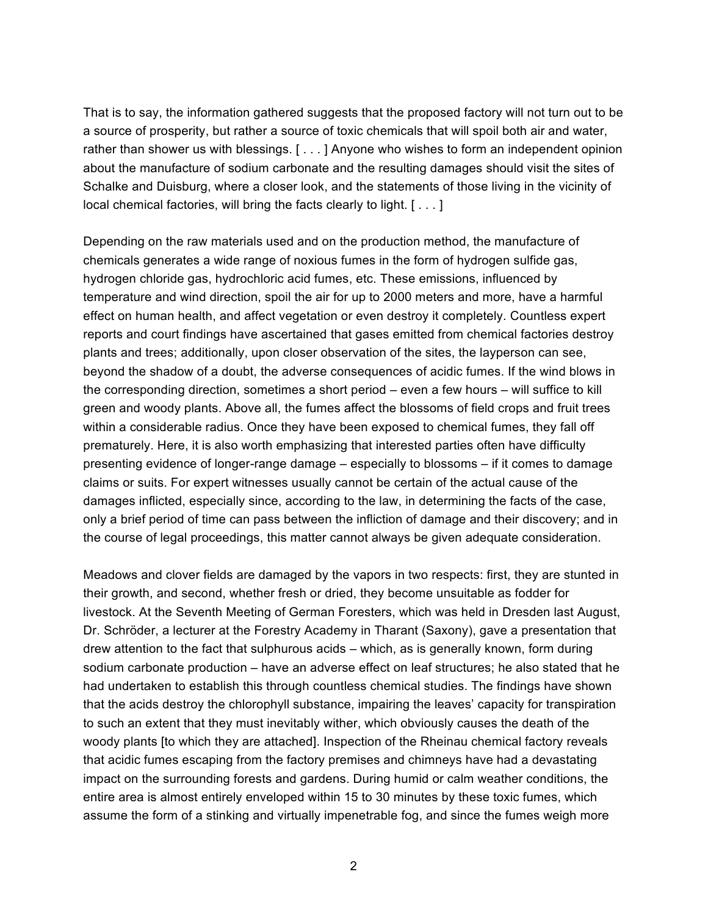That is to say, the information gathered suggests that the proposed factory will not turn out to be a source of prosperity, but rather a source of toxic chemicals that will spoil both air and water, rather than shower us with blessings. [ . . . ] Anyone who wishes to form an independent opinion about the manufacture of sodium carbonate and the resulting damages should visit the sites of Schalke and Duisburg, where a closer look, and the statements of those living in the vicinity of local chemical factories, will bring the facts clearly to light. [ . . . ]

Depending on the raw materials used and on the production method, the manufacture of chemicals generates a wide range of noxious fumes in the form of hydrogen sulfide gas, hydrogen chloride gas, hydrochloric acid fumes, etc. These emissions, influenced by temperature and wind direction, spoil the air for up to 2000 meters and more, have a harmful effect on human health, and affect vegetation or even destroy it completely. Countless expert reports and court findings have ascertained that gases emitted from chemical factories destroy plants and trees; additionally, upon closer observation of the sites, the layperson can see, beyond the shadow of a doubt, the adverse consequences of acidic fumes. If the wind blows in the corresponding direction, sometimes a short period – even a few hours – will suffice to kill green and woody plants. Above all, the fumes affect the blossoms of field crops and fruit trees within a considerable radius. Once they have been exposed to chemical fumes, they fall off prematurely. Here, it is also worth emphasizing that interested parties often have difficulty presenting evidence of longer-range damage – especially to blossoms – if it comes to damage claims or suits. For expert witnesses usually cannot be certain of the actual cause of the damages inflicted, especially since, according to the law, in determining the facts of the case, only a brief period of time can pass between the infliction of damage and their discovery; and in the course of legal proceedings, this matter cannot always be given adequate consideration.

Meadows and clover fields are damaged by the vapors in two respects: first, they are stunted in their growth, and second, whether fresh or dried, they become unsuitable as fodder for livestock. At the Seventh Meeting of German Foresters, which was held in Dresden last August, Dr. Schröder, a lecturer at the Forestry Academy in Tharant (Saxony), gave a presentation that drew attention to the fact that sulphurous acids – which, as is generally known, form during sodium carbonate production – have an adverse effect on leaf structures; he also stated that he had undertaken to establish this through countless chemical studies. The findings have shown that the acids destroy the chlorophyll substance, impairing the leaves' capacity for transpiration to such an extent that they must inevitably wither, which obviously causes the death of the woody plants [to which they are attached]. Inspection of the Rheinau chemical factory reveals that acidic fumes escaping from the factory premises and chimneys have had a devastating impact on the surrounding forests and gardens. During humid or calm weather conditions, the entire area is almost entirely enveloped within 15 to 30 minutes by these toxic fumes, which assume the form of a stinking and virtually impenetrable fog, and since the fumes weigh more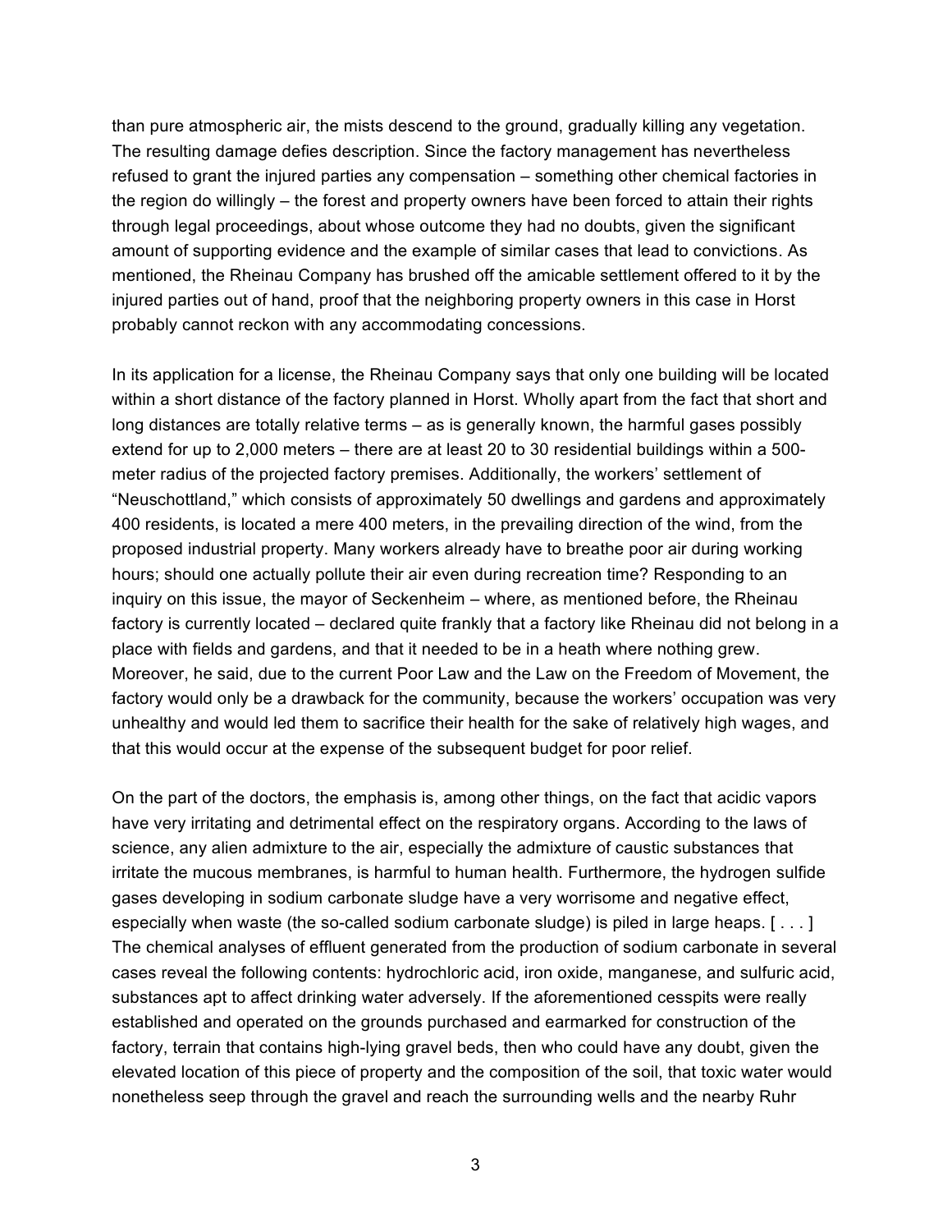than pure atmospheric air, the mists descend to the ground, gradually killing any vegetation. The resulting damage defies description. Since the factory management has nevertheless refused to grant the injured parties any compensation – something other chemical factories in the region do willingly – the forest and property owners have been forced to attain their rights through legal proceedings, about whose outcome they had no doubts, given the significant amount of supporting evidence and the example of similar cases that lead to convictions. As mentioned, the Rheinau Company has brushed off the amicable settlement offered to it by the injured parties out of hand, proof that the neighboring property owners in this case in Horst probably cannot reckon with any accommodating concessions.

In its application for a license, the Rheinau Company says that only one building will be located within a short distance of the factory planned in Horst. Wholly apart from the fact that short and long distances are totally relative terms – as is generally known, the harmful gases possibly extend for up to 2,000 meters – there are at least 20 to 30 residential buildings within a 500-meter radius of the projected factory premises. Additionally, the workers' settlement of "Neuschottland," which consists of approximately 50 dwellings and gardens and approximately 400 residents, is located a mere 400 meters, in the prevailing direction of the wind, from the proposed industrial property. Many workers already have to breathe poor air during working hours; should one actually pollute their air even during recreation time? Responding to an inquiry on this issue, the mayor of Seckenheim – where, as mentioned before, the Rheinau factory is currently located – declared quite frankly that a factory like Rheinau did not belong in a place with fields and gardens, and that it needed to be in a heath where nothing grew. Moreover, he said, due to the current Poor Law and the Law on the Freedom of Movement, the factory would only be a drawback for the community, because the workers' occupation was very unhealthy and would led them to sacrifice their health for the sake of relatively high wages, and that this would occur at the expense of the subsequent budget for poor relief.

On the part of the doctors, the emphasis is, among other things, on the fact that acidic vapors have very irritating and detrimental effect on the respiratory organs. According to the laws of science, any alien admixture to the air, especially the admixture of caustic substances that irritate the mucous membranes, is harmful to human health. Furthermore, the hydrogen sulfide gases developing in sodium carbonate sludge have a very worrisome and negative effect, especially when waste (the so-called sodium carbonate sludge) is piled in large heaps. [ . . . ] The chemical analyses of effluent generated from the production of sodium carbonate in several cases reveal the following contents: hydrochloric acid, iron oxide, manganese, and sulfuric acid, substances apt to affect drinking water adversely. If the aforementioned cesspits were really established and operated on the grounds purchased and earmarked for construction of the factory, terrain that contains high-lying gravel beds, then who could have any doubt, given the elevated location of this piece of property and the composition of the soil, that toxic water would nonetheless seep through the gravel and reach the surrounding wells and the nearby Ruhr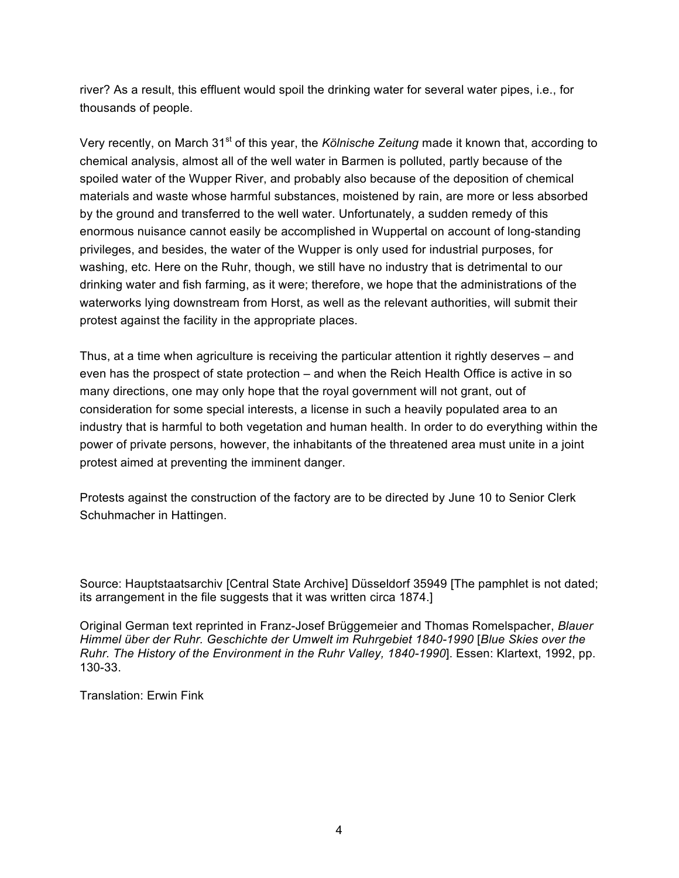river? As a result, this effluent would spoil the drinking water for several water pipes, i.e., for thousands of people.

Very recently, on March 31st of this year, the *Kölnische Zeitung* made it known that, according to chemical analysis, almost all of the well water in Barmen is polluted, partly because of the spoiled water of the Wupper River, and probably also because of the deposition of chemical materials and waste whose harmful substances, moistened by rain, are more or less absorbed by the ground and transferred to the well water. Unfortunately, a sudden remedy of this enormous nuisance cannot easily be accomplished in Wuppertal on account of long-standing privileges, and besides, the water of the Wupper is only used for industrial purposes, for washing, etc. Here on the Ruhr, though, we still have no industry that is detrimental to our drinking water and fish farming, as it were; therefore, we hope that the administrations of the waterworks lying downstream from Horst, as well as the relevant authorities, will submit their protest against the facility in the appropriate places.

Thus, at a time when agriculture is receiving the particular attention it rightly deserves – and even has the prospect of state protection – and when the Reich Health Office is active in so many directions, one may only hope that the royal government will not grant, out of consideration for some special interests, a license in such a heavily populated area to an industry that is harmful to both vegetation and human health. In order to do everything within the power of private persons, however, the inhabitants of the threatened area must unite in a joint protest aimed at preventing the imminent danger.

Protests against the construction of the factory are to be directed by June 10 to Senior Clerk Schuhmacher in Hattingen.

Source: Hauptstaatsarchiv [Central State Archive] Düsseldorf 35949 [The pamphlet is not dated; its arrangement in the file suggests that it was written circa 1874.]

Original German text reprinted in Franz-Josef Brüggemeier and Thomas Romelspacher, *Blauer Himmel über der Ruhr. Geschichte der Umwelt im Ruhrgebiet 1840-1990* [*Blue Skies over the Ruhr. The History of the Environment in the Ruhr Valley, 1840-1990*]. Essen: Klartext, 1992, pp. 130-33.

Translation: Erwin Fink